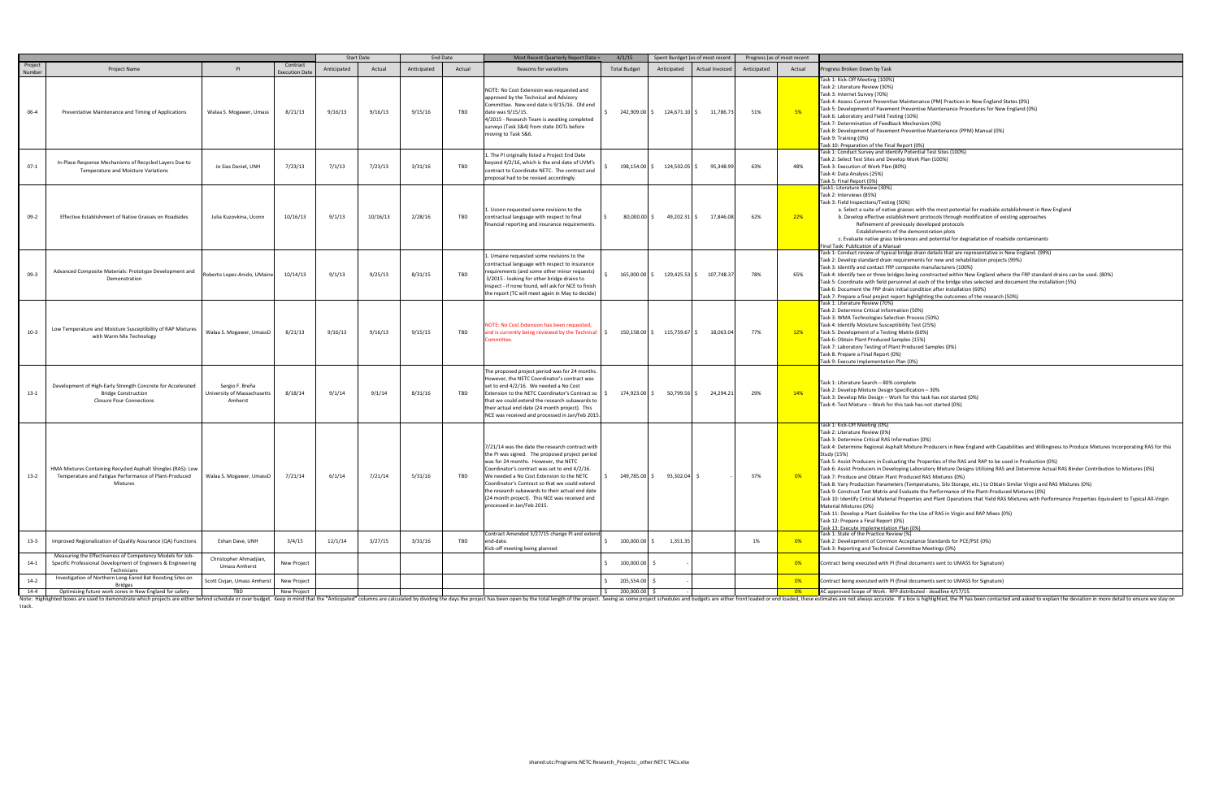| Project Number | Project Name | PI | Contract Execution Date | Start Date | | End Date | | Most Recent Quarterly Report Date = | 4/1/15 | Spent Burdget (as of most recent | | Progress (as of most recent | | |
|---|---|---|---|---|---|---|---|---|---|---|---|---|---|---|
| | | | | Anticipated | Actual | Anticipated | Actual | Reasons for variations | Total Budget | Anticipated | Actual Invoiced | Anticipated | Actual | Progress Broken Down by Task |
| 06-4 | Preventative Maintenance and Timing of Applications | Walaa S. Mogawer, Umass | 8/21/13 | 9/16/13 | 9/16/13 | 9/15/16 | TBD | NOTE: No Cost Extension was requested and approved by the Technical and Advisory Committee. New end date is 9/15/16. Old end date was 9/15/15. 4/2015 - Research Team is awaiting completed surveys (Task 3&4) from state DOTs before moving to Task 5&6. | $ 242,909.00 | $ 124,671.10 | $ 11,786.73 | 51% | 5% | Task 1: Kick-Off Meeting (100%) Task 2: Literature Review (30%) Task 3: Internet Survey (70%) Task 4: Assess Current Preventive Maintenance (PM) Practices in New England States (0%) Task 5: Development of Pavement Preventive Maintenance Procedures for New England (0%) Task 6: Laboratory and Field Testing (10%) Task 7: Determination of Feedback Mechanism (0%) Task 8: Development of Pavement Preventive Maintenance (PPM) Manual (0%) Task 9: Training (0%) Task 10: Preparation of the Final Report (0%) |
| 07-1 | In-Place Response Mechanisms of Recycled Layers Due to Temperature and Moisture Variations | Jo Sias Daniel, UNH | 7/23/13 | 7/1/13 | 7/23/13 | 3/31/16 | TBD | 1. The PI originally listed a Project End Date beyond 4/2/16, which is the end date of UVM's contract to Coordinate NETC. The contract and proposal had to be revised accordingly. | $ 198,154.00 | $ 124,502.05 | $ 95,348.99 | 63% | 48% | Task 1: Conduct Survey and Identify Potential Test Sites (100%) Task 2: Select Test Sites and Develop Work Plan (100%) Task 3: Execution of Work Plan (80%) Task 4: Data Analysis (25%) Task 5: Final Report (0%) |
| 09-2 | Effective Establishment of Native Grasses on Roadsides | Julia Kuzovkina, Uconn | 10/16/13 | 9/1/13 | 10/16/13 | 2/28/16 | TBD | 1. Uconn requested some revisions to the contractual language with respect to final financial reporting and insurance requirements. | $ 80,000.00 | $ 49,202.31 | $ 17,846.08 | 62% | 22% | Task1: Literature Review (30%) Task 2: Interviews (85%) Task 3: Field Inspections/Testing (50%) a. Select a suite of native grasses with the most potential for roadside establishment in New England b. Develop effective establishment protocols through modification of existing approaches Refinement of previously developed protocols Establishments of the demonstration plots c. Evaluate native grass tolerances and potential for degradation of roadside contaminants Final Task: Publication of a Manual |
| 09-3 | Advanced Composite Materials: Prototype Development and Demonstration | Roberto Lopez-Anido, UMaine | 10/14/13 | 9/1/13 | 9/25/13 | 8/31/15 | TBD | 1. Umaine requested some revisions to the contractual language with respect to insurance requirements (and some other minor requests) 3/2015 - looking for other bridge drains to inspect - if none found, will ask for NCE to finish the report (TC will meet again in May to decide) | $ 165,000.00 | $ 129,425.53 | $ 107,748.37 | 78% | 65% | Task 1: Conduct review of typical bridge drain details that are representative in New England. (99%) Task 2: Develop standard drain requirements for new and rehabilitation projects (99%) Task 3: Identify and contact FRP composite manufacturers (100%) Task 4: Identify two or three bridges being constructed within New England where the FRP standard drains can be used. (80%) Task 5: Coordinate with field personnel at each of the bridge sites selected and document the installation (5%) Task 6: Document the FRP drain initial condition after installation (60%) Task 7: Prepare a final project report highlighting the outcomes of the research (50%) |
| 10-3 | Low Temperature and Moisture Susceptibility of RAP Mixtures with Warm Mix Technology | Walaa S. Mogawer, UmassD | 8/21/13 | 9/16/13 | 9/16/13 | 9/15/15 | TBD | NOTE: No Cost Extension has been requested, and is currently being reviewed by the Technical Committee. | $ 150,158.00 | $ 115,759.67 | $ 18,063.04 | 77% | 12% | Task 1: Literature Review (70%) Task 2: Determine Critical Information (50%) Task 3: WMA Technologies Selection Process (50%) Task 4: Identify Moisture Susceptibility Test (25%) Task 5: Development of a Testing Matrix (60%) Task 6: Obtain Plant Produced Samples (15%) Task 7: Laboratory Testing of Plant Produced Samples (0%) Task 8: Prepare a Final Report (0%) Task 9: Execute Implementation Plan (0%) |
| 13-1 | Development of High-Early Strength Concrete for Accelerated Bridge Construction Closure Pour Connections | Sergio F. Breña University of Massachusetts Amherst | 8/18/14 | 9/1/14 | 9/1/14 | 8/31/16 | TBD | The proposed project period was for 24 months. However, the NETC Coordinator's contract was set to end 4/2/16. We needed a No Cost Extension to the NETC Coordinator's Contract so that we could extend the research subawards to their actual end date (24 month project). This NCE was received and processed in Jan/Feb 2015. | $ 174,923.00 | $ 50,799.56 | $ 24,294.21 | 29% | 14% | Task 1: Literature Search – 80% complete Task 2: Develop Mixture Design Specification – 30% Task 3: Develop Mix Design – Work for this task has not started (0%) Task 4: Test Mixture – Work for this task has not started (0%) |
| 13-2 | HMA Mixtures Containing Recycled Asphalt Shingles (RAS): Low Temperature and Fatigue Performance of Plant-Produced Mixtures | Walaa S. Mogawer, UmassD | 7/21/14 | 6/1/14 | 7/21/14 | 5/31/16 | TBD | 7/21/14 was the date the research contract with the PI was signed. The proposed project period was for 24 months. However, the NETC Coordinator's contract was set to end 4/2/16. We needed a No Cost Extension to the NETC Coordinator's Contract so that we could extend the research subawards to their actual end date (24 month project). This NCE was received and processed in Jan/Feb 2015. | $ 249,785.00 | $ 93,302.04 | $ - | 37% | 0% | Task 1: Kick-Off Meeting (0%) Task 2: Literature Review (0%) Task 3: Determine Critical RAS Information (0%) Task 4: Determine Regional Asphalt Mixture Producers in New England with Capabilities and Willingness to Produce Mixtures Incorporating RAS for this Study (15%) Task 5: Assist Producers in Evaluating the Properties of the RAS and RAP to be used in Production (0%) Task 6: Assist Producers in Developing Laboratory Mixture Designs Utilizing RAS and Determine Actual RAS Binder Contribution to Mixtures (0%) Task 7: Produce and Obtain Plant Produced RAS Mixtures (0%) Task 8: Vary Production Parameters (Temperatures, Silo Storage, etc.) to Obtain Similar Virgin and RAS Mixtures (0%) Task 9: Construct Test Matrix and Evaluate the Performance of the Plant-Produced Mixtures (0%) Task 10: Identify Critical Material Properties and Plant Operations that Yield RAS Mixtures with Performance Properties Equivalent to Typical All-Virgin Material Mixtures (0%) Task 11: Develop a Plant Guideline for the Use of RAS in Virgin and RAP Mixes (0%) Task 12: Prepare a Final Report (0%) Task 13: Execute Implementation Plan (0%) |
| 13-3 | Improved Regionalization of Quality Assurance (QA) Functions | Eshan Dave, UNH | 3/4/15 | 12/1/14 | 3/27/15 | 3/31/16 | TBD | Contract Amended 3/27/15 change PI and extend end-date. Kick-off meeting being planned | $ 100,000.00 | $ 1,351.35 | | 1% | 0% | Task 1: State of the Practice Review (%) Task 2: Development of Common Acceptance Standards for PCE/PSE (0%) Task 3: Reporting and Technical Committee Meetings (0%) |
| 14-1 | Measuring the Effectiveness of Competency Models for Job-Specific Professional Development of Engineers & Engineering Technicians | Christopher Ahmadjian, Umass Amherst | New Project | | | | | | $ 100,000.00 | $ - | | | 0% | Contract being executed with PI (final documents sent to UMASS for Signature) |
| 14-2 | Investigation of Northern Long-Eared Bat Roosting Sites on Bridges | Scott Civjan, Umass Amherst | New Project | | | | | | $ 205,554.00 | $ - | | | 0% | Contract being executed with PI (final documents sent to UMASS for Signature) |
| 14-4 | Optimizing future work zones in New England for safety | TBD | New Project | | | | | | $ 200,000.00 | $ - | | | 0% | AC approved Scope of Work. RFP distributed - deadline 4/17/15. |

Note: Highlighted boxes are used to demonstrate which projects are either behind schedule or over budget. Keep in mind that the "Anticipated" columns are calculated by dividing the days the project has been open by the total length of the project. Seeing as some project schedules and budgets are either front loaded or end loaded, these estimates are not always accurate. If a box is highlighted, the PI has been contacted and asked to explain the deviation in more detail to ensure we stay on track.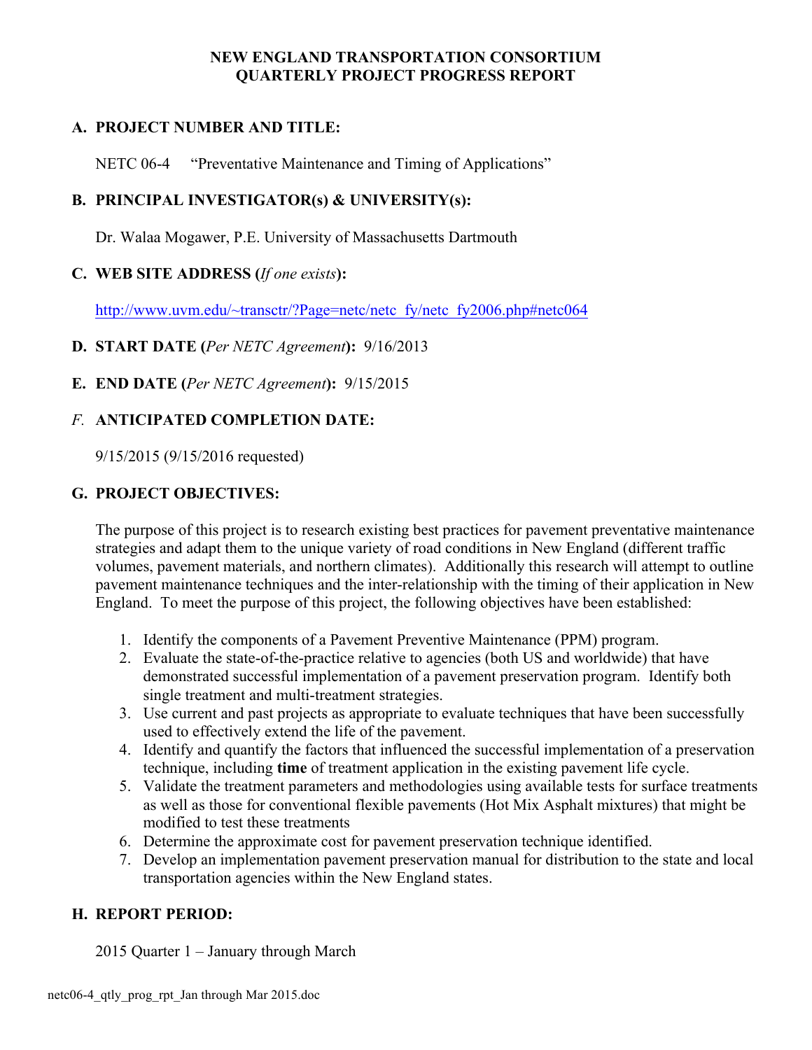**NEW ENGLAND TRANSPORTATION CONSORTIUM**
**QUARTERLY PROJECT PROGRESS REPORT**

## A. PROJECT NUMBER AND TITLE:

NETC 06-4 "Preventative Maintenance and Timing of Applications"

## B. PRINCIPAL INVESTIGATOR(s) & UNIVERSITY(s):

Dr. Walaa Mogawer, P.E. University of Massachusetts Dartmouth

## C. WEB SITE ADDRESS (*If one exists*):

http://www.uvm.edu/~transctr/?Page=netc/netc_fy/netc_fy2006.php#netc064

## D. START DATE (*Per NETC Agreement*): 9/16/2013

## E. END DATE (*Per NETC Agreement*): 9/15/2015

## *F.* ANTICIPATED COMPLETION DATE:

9/15/2015 (9/15/2016 requested)

## G. PROJECT OBJECTIVES:

The purpose of this project is to research existing best practices for pavement preventative maintenance strategies and adapt them to the unique variety of road conditions in New England (different traffic volumes, pavement materials, and northern climates). Additionally this research will attempt to outline pavement maintenance techniques and the inter-relationship with the timing of their application in New England. To meet the purpose of this project, the following objectives have been established:

1. Identify the components of a Pavement Preventive Maintenance (PPM) program.
2. Evaluate the state-of-the-practice relative to agencies (both US and worldwide) that have demonstrated successful implementation of a pavement preservation program. Identify both single treatment and multi-treatment strategies.
3. Use current and past projects as appropriate to evaluate techniques that have been successfully used to effectively extend the life of the pavement.
4. Identify and quantify the factors that influenced the successful implementation of a preservation technique, including **time** of treatment application in the existing pavement life cycle.
5. Validate the treatment parameters and methodologies using available tests for surface treatments as well as those for conventional flexible pavements (Hot Mix Asphalt mixtures) that might be modified to test these treatments
6. Determine the approximate cost for pavement preservation technique identified.
7. Develop an implementation pavement preservation manual for distribution to the state and local transportation agencies within the New England states.

## H. REPORT PERIOD:

2015 Quarter 1 – January through March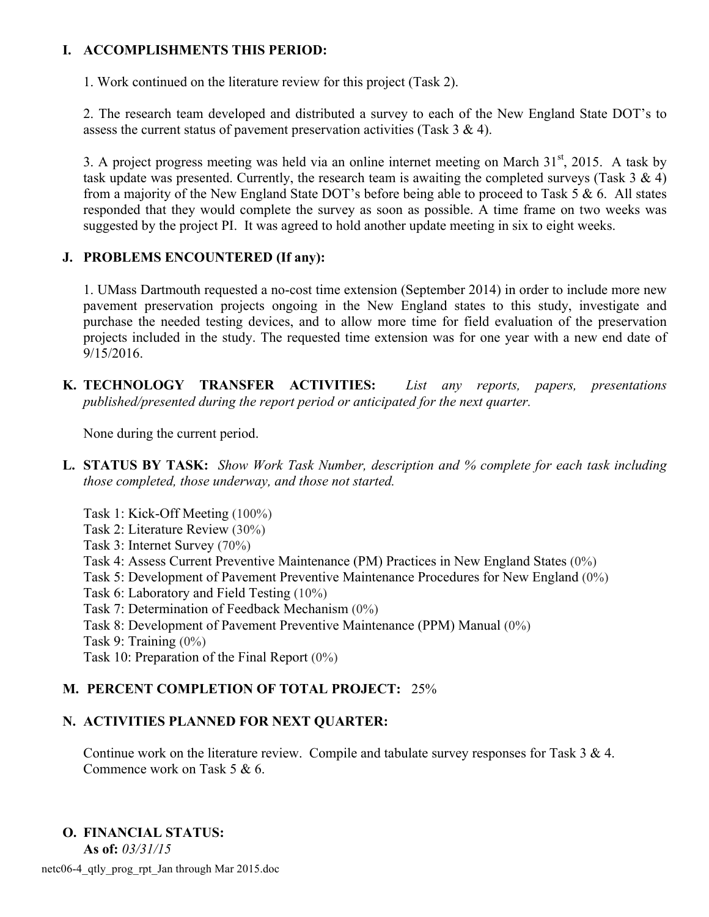## I. ACCOMPLISHMENTS THIS PERIOD:

1. Work continued on the literature review for this project (Task 2).

2. The research team developed and distributed a survey to each of the New England State DOT's to assess the current status of pavement preservation activities (Task 3 & 4).

3. A project progress meeting was held via an online internet meeting on March 31st, 2015. A task by task update was presented. Currently, the research team is awaiting the completed surveys (Task 3 & 4) from a majority of the New England State DOT's before being able to proceed to Task 5 & 6. All states responded that they would complete the survey as soon as possible. A time frame on two weeks was suggested by the project PI. It was agreed to hold another update meeting in six to eight weeks.

## J. PROBLEMS ENCOUNTERED (If any):

1. UMass Dartmouth requested a no-cost time extension (September 2014) in order to include more new pavement preservation projects ongoing in the New England states to this study, investigate and purchase the needed testing devices, and to allow more time for field evaluation of the preservation projects included in the study. The requested time extension was for one year with a new end date of 9/15/2016.

## K. TECHNOLOGY TRANSFER ACTIVITIES: *List any reports, papers, presentations published/presented during the report period or anticipated for the next quarter.*

None during the current period.

## L. STATUS BY TASK: *Show Work Task Number, description and % complete for each task including those completed, those underway, and those not started.*

Task 1: Kick-Off Meeting (100%)
Task 2: Literature Review (30%)
Task 3: Internet Survey (70%)
Task 4: Assess Current Preventive Maintenance (PM) Practices in New England States (0%)
Task 5: Development of Pavement Preventive Maintenance Procedures for New England (0%)
Task 6: Laboratory and Field Testing (10%)
Task 7: Determination of Feedback Mechanism (0%)
Task 8: Development of Pavement Preventive Maintenance (PPM) Manual (0%)
Task 9: Training (0%)
Task 10: Preparation of the Final Report (0%)

## M. PERCENT COMPLETION OF TOTAL PROJECT: 25%

## N. ACTIVITIES PLANNED FOR NEXT QUARTER:

Continue work on the literature review. Compile and tabulate survey responses for Task 3 & 4. Commence work on Task 5 & 6.

## O. FINANCIAL STATUS:

**As of:** *03/31/15*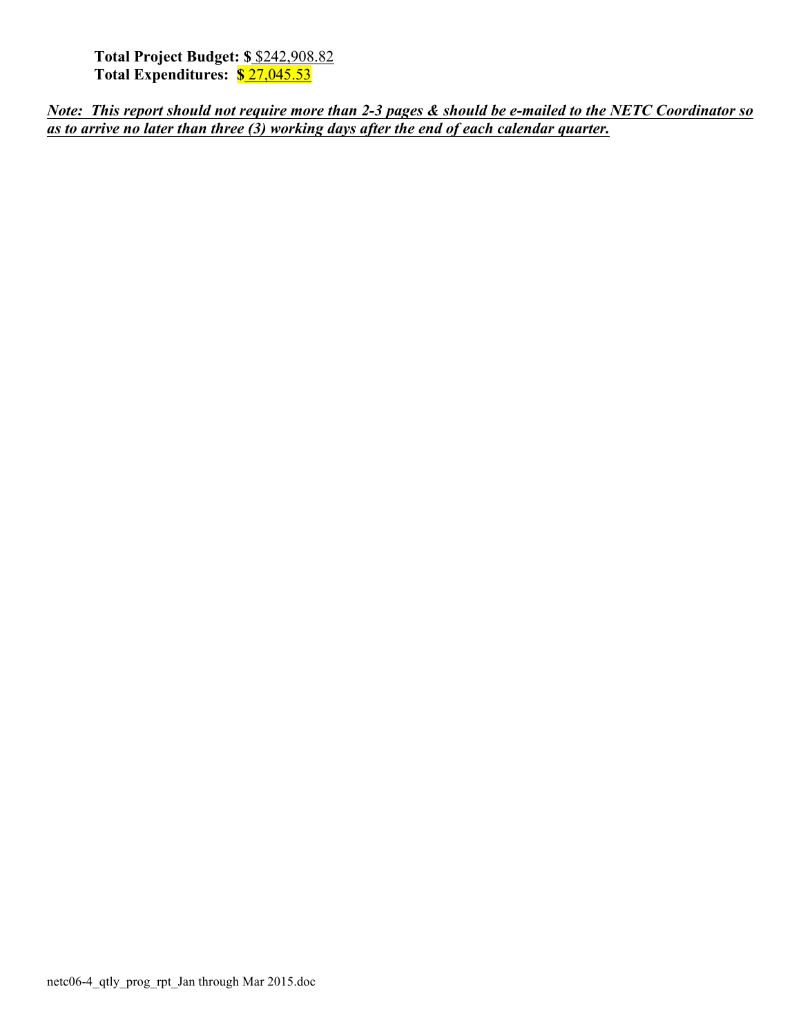**Total Project Budget: $** $242,908.82
**Total Expenditures: $** 27,045.53

***Note: This report should not require more than 2-3 pages & should be e-mailed to the NETC Coordinator so as to arrive no later than three (3) working days after the end of each calendar quarter.***

netc06-4_qtly_prog_rpt_Jan through Mar 2015.doc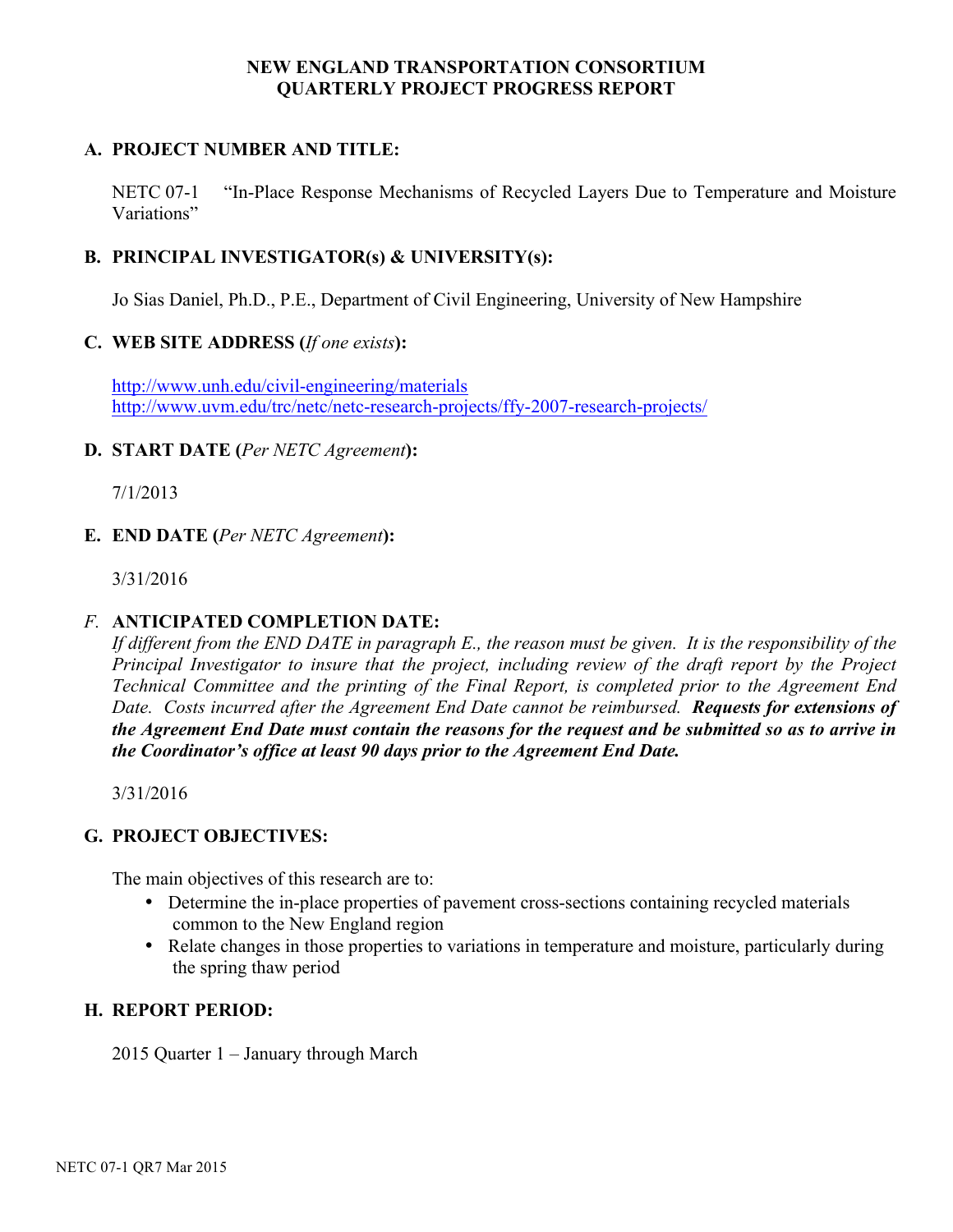# NEW ENGLAND TRANSPORTATION CONSORTIUM
# QUARTERLY PROJECT PROGRESS REPORT

## A. PROJECT NUMBER AND TITLE:

NETC 07-1 "In-Place Response Mechanisms of Recycled Layers Due to Temperature and Moisture Variations"

## B. PRINCIPAL INVESTIGATOR(s) & UNIVERSITY(s):

Jo Sias Daniel, Ph.D., P.E., Department of Civil Engineering, University of New Hampshire

## C. WEB SITE ADDRESS (*If one exists*):

http://www.unh.edu/civil-engineering/materials
http://www.uvm.edu/trc/netc/netc-research-projects/ffy-2007-research-projects/

## D. START DATE (*Per NETC Agreement*):

7/1/2013

## E. END DATE (*Per NETC Agreement*):

3/31/2016

## *F.* ANTICIPATED COMPLETION DATE:

*If different from the END DATE in paragraph E., the reason must be given. It is the responsibility of the Principal Investigator to insure that the project, including review of the draft report by the Project Technical Committee and the printing of the Final Report, is completed prior to the Agreement End Date. Costs incurred after the Agreement End Date cannot be reimbursed.* ***Requests for extensions of the Agreement End Date must contain the reasons for the request and be submitted so as to arrive in the Coordinator's office at least 90 days prior to the Agreement End Date.***

3/31/2016

## G. PROJECT OBJECTIVES:

The main objectives of this research are to:

- Determine the in-place properties of pavement cross-sections containing recycled materials common to the New England region
- Relate changes in those properties to variations in temperature and moisture, particularly during the spring thaw period

## H. REPORT PERIOD:

2015 Quarter 1 – January through March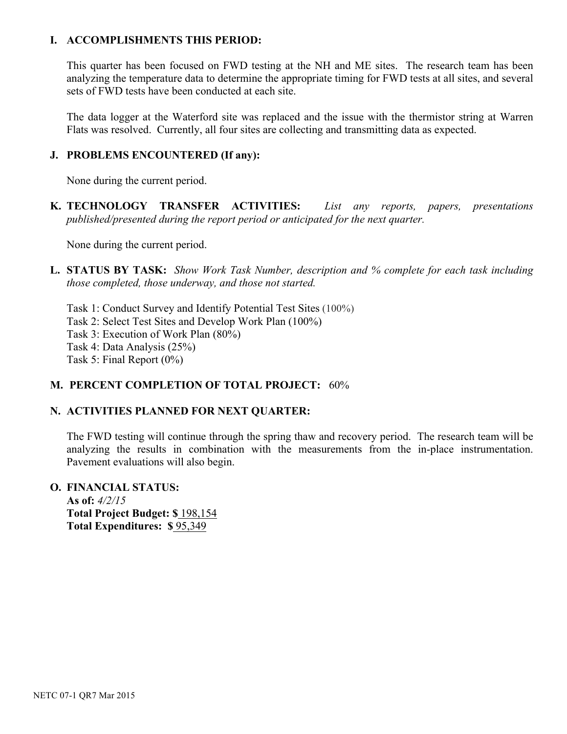## I. ACCOMPLISHMENTS THIS PERIOD:

This quarter has been focused on FWD testing at the NH and ME sites. The research team has been analyzing the temperature data to determine the appropriate timing for FWD tests at all sites, and several sets of FWD tests have been conducted at each site.

The data logger at the Waterford site was replaced and the issue with the thermistor string at Warren Flats was resolved. Currently, all four sites are collecting and transmitting data as expected.

## J. PROBLEMS ENCOUNTERED (If any):

None during the current period.

## K. TECHNOLOGY TRANSFER ACTIVITIES: *List any reports, papers, presentations published/presented during the report period or anticipated for the next quarter.*

None during the current period.

## L. STATUS BY TASK: *Show Work Task Number, description and % complete for each task including those completed, those underway, and those not started.*

Task 1: Conduct Survey and Identify Potential Test Sites (100%)
Task 2: Select Test Sites and Develop Work Plan (100%)
Task 3: Execution of Work Plan (80%)
Task 4: Data Analysis (25%)
Task 5: Final Report (0%)

## M. PERCENT COMPLETION OF TOTAL PROJECT: 60%

## N. ACTIVITIES PLANNED FOR NEXT QUARTER:

The FWD testing will continue through the spring thaw and recovery period. The research team will be analyzing the results in combination with the measurements from the in-place instrumentation. Pavement evaluations will also begin.

## O. FINANCIAL STATUS:

**As of:** *4/2/15*
**Total Project Budget: $** 198,154
**Total Expenditures: $** 95,349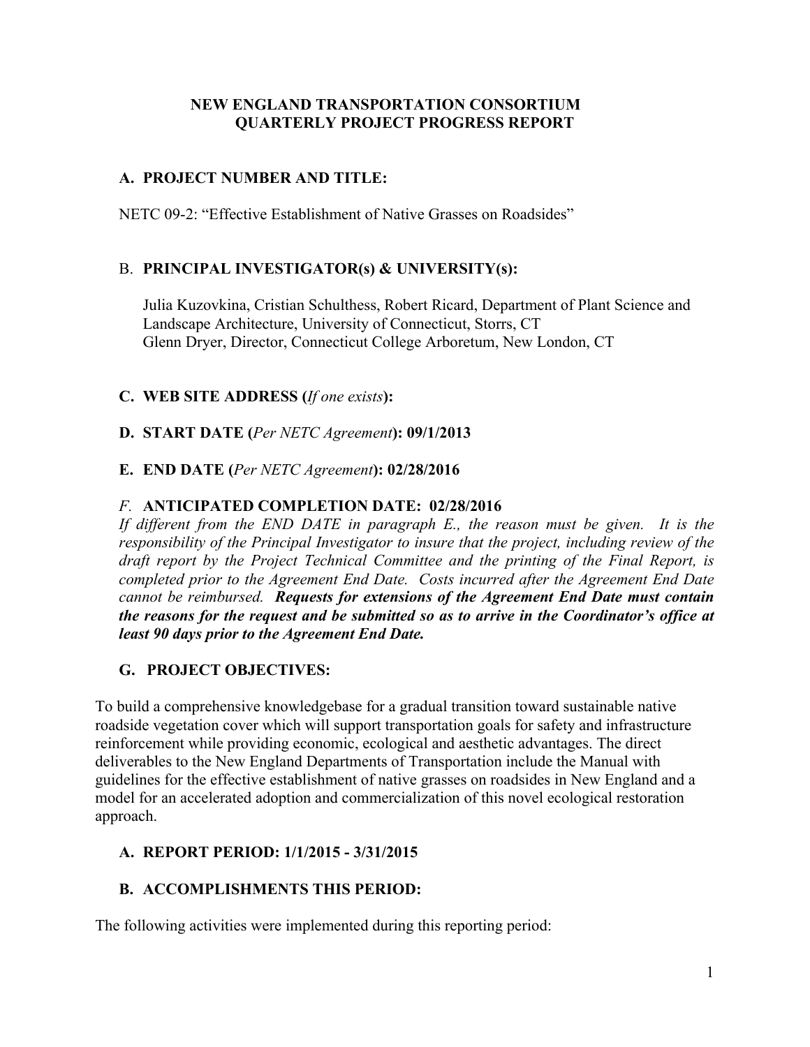# NEW ENGLAND TRANSPORTATION CONSORTIUM QUARTERLY PROJECT PROGRESS REPORT

## A. PROJECT NUMBER AND TITLE:

NETC 09-2: "Effective Establishment of Native Grasses on Roadsides"

## B. PRINCIPAL INVESTIGATOR(s) & UNIVERSITY(s):

Julia Kuzovkina, Cristian Schulthess, Robert Ricard, Department of Plant Science and Landscape Architecture, University of Connecticut, Storrs, CT
Glenn Dryer, Director, Connecticut College Arboretum, New London, CT

## C. WEB SITE ADDRESS (*If one exists*):

## D. START DATE (*Per NETC Agreement*): 09/1/2013

## E. END DATE (*Per NETC Agreement*): 02/28/2016

## *F.* ANTICIPATED COMPLETION DATE: 02/28/2016

*If different from the END DATE in paragraph E., the reason must be given. It is the responsibility of the Principal Investigator to insure that the project, including review of the draft report by the Project Technical Committee and the printing of the Final Report, is completed prior to the Agreement End Date. Costs incurred after the Agreement End Date cannot be reimbursed.* ***Requests for extensions of the Agreement End Date must contain the reasons for the request and be submitted so as to arrive in the Coordinator's office at least 90 days prior to the Agreement End Date.***

## G. PROJECT OBJECTIVES:

To build a comprehensive knowledgebase for a gradual transition toward sustainable native roadside vegetation cover which will support transportation goals for safety and infrastructure reinforcement while providing economic, ecological and aesthetic advantages. The direct deliverables to the New England Departments of Transportation include the Manual with guidelines for the effective establishment of native grasses on roadsides in New England and a model for an accelerated adoption and commercialization of this novel ecological restoration approach.

## A. REPORT PERIOD: 1/1/2015 - 3/31/2015

## B. ACCOMPLISHMENTS THIS PERIOD:

The following activities were implemented during this reporting period: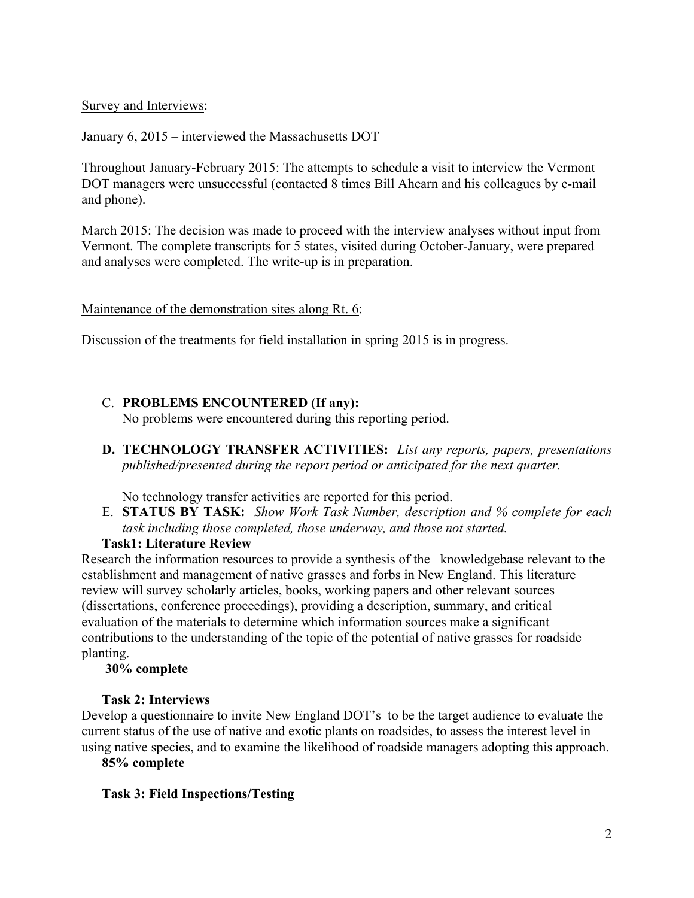Survey and Interviews:

January 6, 2015 – interviewed the Massachusetts DOT

Throughout January-February 2015: The attempts to schedule a visit to interview the Vermont DOT managers were unsuccessful (contacted 8 times Bill Ahearn and his colleagues by e-mail and phone).

March 2015: The decision was made to proceed with the interview analyses without input from Vermont. The complete transcripts for 5 states, visited during October-January, were prepared and analyses were completed. The write-up is in preparation.

Maintenance of the demonstration sites along Rt. 6:

Discussion of the treatments for field installation in spring 2015 is in progress.

C. **PROBLEMS ENCOUNTERED (If any):**
No problems were encountered during this reporting period.

**D. TECHNOLOGY TRANSFER ACTIVITIES:** *List any reports, papers, presentations published/presented during the report period or anticipated for the next quarter.*

No technology transfer activities are reported for this period.

E. **STATUS BY TASK:** *Show Work Task Number, description and % complete for each task including those completed, those underway, and those not started.*

**Task1: Literature Review**

Research the information resources to provide a synthesis of the knowledgebase relevant to the establishment and management of native grasses and forbs in New England. This literature review will survey scholarly articles, books, working papers and other relevant sources (dissertations, conference proceedings), providing a description, summary, and critical evaluation of the materials to determine which information sources make a significant contributions to the understanding of the topic of the potential of native grasses for roadside planting.

**30% complete**

**Task 2: Interviews**

Develop a questionnaire to invite New England DOT's to be the target audience to evaluate the current status of the use of native and exotic plants on roadsides, to assess the interest level in using native species, and to examine the likelihood of roadside managers adopting this approach.

**85% complete**

**Task 3: Field Inspections/Testing**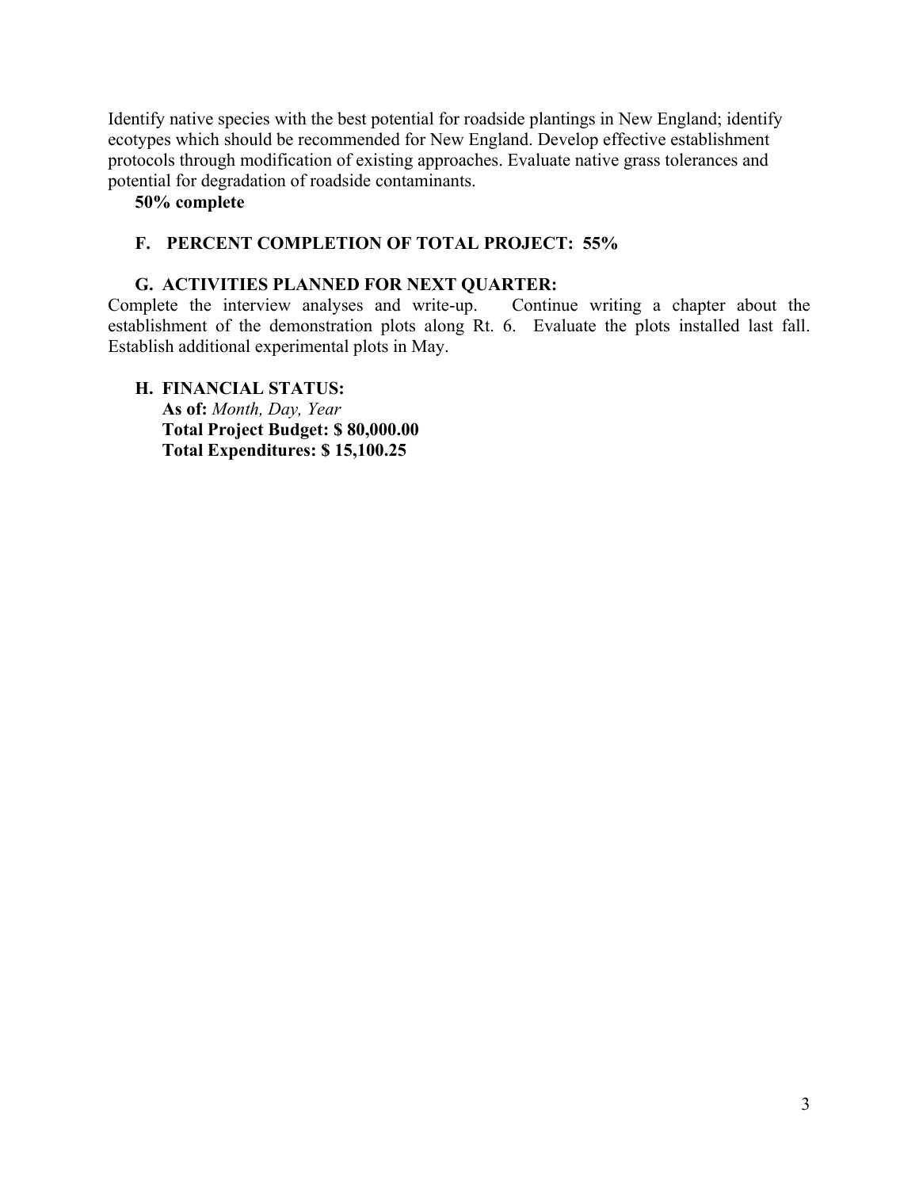Identify native species with the best potential for roadside plantings in New England; identify ecotypes which should be recommended for New England. Develop effective establishment protocols through modification of existing approaches. Evaluate native grass tolerances and potential for degradation of roadside contaminants.

**50% complete**

### F. PERCENT COMPLETION OF TOTAL PROJECT: 55%

### G. ACTIVITIES PLANNED FOR NEXT QUARTER:

Complete the interview analyses and write-up. Continue writing a chapter about the establishment of the demonstration plots along Rt. 6. Evaluate the plots installed last fall. Establish additional experimental plots in May.

### H. FINANCIAL STATUS:

**As of:** *Month, Day, Year*
**Total Project Budget: $ 80,000.00**
**Total Expenditures: $ 15,100.25**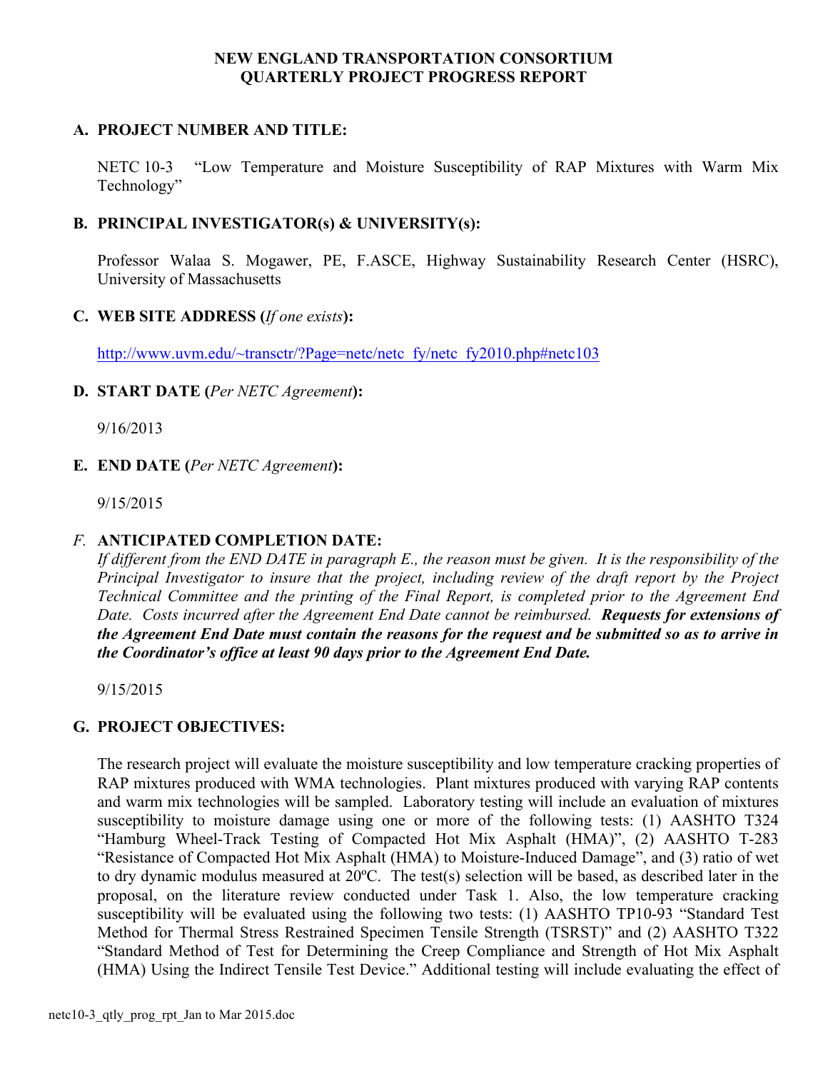# NEW ENGLAND TRANSPORTATION CONSORTIUM
# QUARTERLY PROJECT PROGRESS REPORT

## A. PROJECT NUMBER AND TITLE:

NETC 10-3 "Low Temperature and Moisture Susceptibility of RAP Mixtures with Warm Mix Technology"

## B. PRINCIPAL INVESTIGATOR(s) & UNIVERSITY(s):

Professor Walaa S. Mogawer, PE, F.ASCE, Highway Sustainability Research Center (HSRC), University of Massachusetts

## C. WEB SITE ADDRESS (*If one exists*):

http://www.uvm.edu/~transctr/?Page=netc/netc_fy/netc_fy2010.php#netc103

## D. START DATE (*Per NETC Agreement*):

9/16/2013

## E. END DATE (*Per NETC Agreement*):

9/15/2015

## *F.* ANTICIPATED COMPLETION DATE:

*If different from the END DATE in paragraph E., the reason must be given. It is the responsibility of the Principal Investigator to insure that the project, including review of the draft report by the Project Technical Committee and the printing of the Final Report, is completed prior to the Agreement End Date. Costs incurred after the Agreement End Date cannot be reimbursed.* ***Requests for extensions of the Agreement End Date must contain the reasons for the request and be submitted so as to arrive in the Coordinator's office at least 90 days prior to the Agreement End Date.***

9/15/2015

## G. PROJECT OBJECTIVES:

The research project will evaluate the moisture susceptibility and low temperature cracking properties of RAP mixtures produced with WMA technologies. Plant mixtures produced with varying RAP contents and warm mix technologies will be sampled. Laboratory testing will include an evaluation of mixtures susceptibility to moisture damage using one or more of the following tests: (1) AASHTO T324 "Hamburg Wheel-Track Testing of Compacted Hot Mix Asphalt (HMA)", (2) AASHTO T-283 "Resistance of Compacted Hot Mix Asphalt (HMA) to Moisture-Induced Damage", and (3) ratio of wet to dry dynamic modulus measured at 20ºC. The test(s) selection will be based, as described later in the proposal, on the literature review conducted under Task 1. Also, the low temperature cracking susceptibility will be evaluated using the following two tests: (1) AASHTO TP10-93 "Standard Test Method for Thermal Stress Restrained Specimen Tensile Strength (TSRST)" and (2) AASHTO T322 "Standard Method of Test for Determining the Creep Compliance and Strength of Hot Mix Asphalt (HMA) Using the Indirect Tensile Test Device." Additional testing will include evaluating the effect of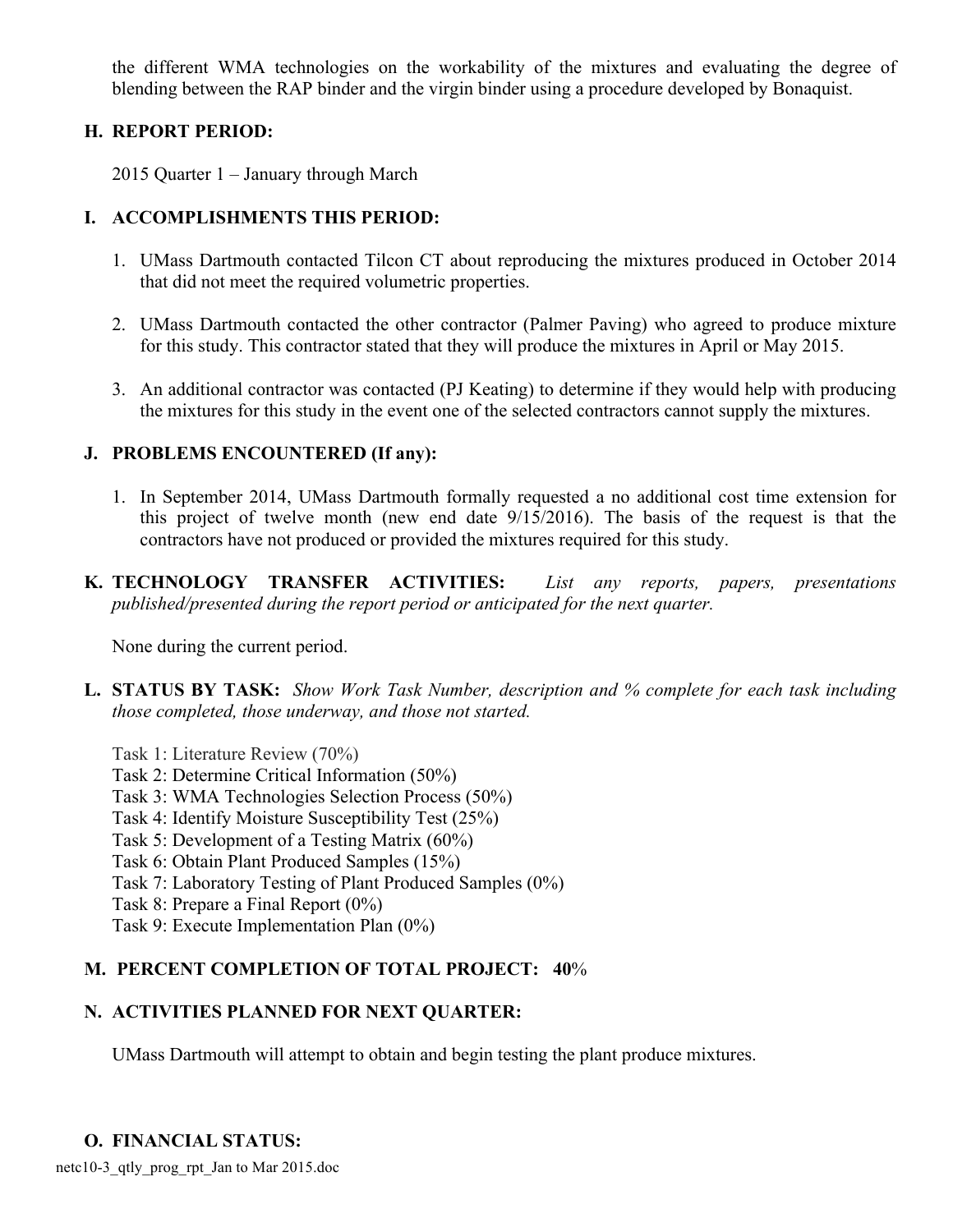the different WMA technologies on the workability of the mixtures and evaluating the degree of blending between the RAP binder and the virgin binder using a procedure developed by Bonaquist.

## H. REPORT PERIOD:

2015 Quarter 1 – January through March

## I. ACCOMPLISHMENTS THIS PERIOD:

1. UMass Dartmouth contacted Tilcon CT about reproducing the mixtures produced in October 2014 that did not meet the required volumetric properties.

2. UMass Dartmouth contacted the other contractor (Palmer Paving) who agreed to produce mixture for this study. This contractor stated that they will produce the mixtures in April or May 2015.

3. An additional contractor was contacted (PJ Keating) to determine if they would help with producing the mixtures for this study in the event one of the selected contractors cannot supply the mixtures.

## J. PROBLEMS ENCOUNTERED (If any):

1. In September 2014, UMass Dartmouth formally requested a no additional cost time extension for this project of twelve month (new end date 9/15/2016). The basis of the request is that the contractors have not produced or provided the mixtures required for this study.

## K. TECHNOLOGY TRANSFER ACTIVITIES: *List any reports, papers, presentations published/presented during the report period or anticipated for the next quarter.*

None during the current period.

## L. STATUS BY TASK: *Show Work Task Number, description and % complete for each task including those completed, those underway, and those not started.*

Task 1: Literature Review (70%)
Task 2: Determine Critical Information (50%)
Task 3: WMA Technologies Selection Process (50%)
Task 4: Identify Moisture Susceptibility Test (25%)
Task 5: Development of a Testing Matrix (60%)
Task 6: Obtain Plant Produced Samples (15%)
Task 7: Laboratory Testing of Plant Produced Samples (0%)
Task 8: Prepare a Final Report (0%)
Task 9: Execute Implementation Plan (0%)

## M. PERCENT COMPLETION OF TOTAL PROJECT: 40%

## N. ACTIVITIES PLANNED FOR NEXT QUARTER:

UMass Dartmouth will attempt to obtain and begin testing the plant produce mixtures.

## O. FINANCIAL STATUS: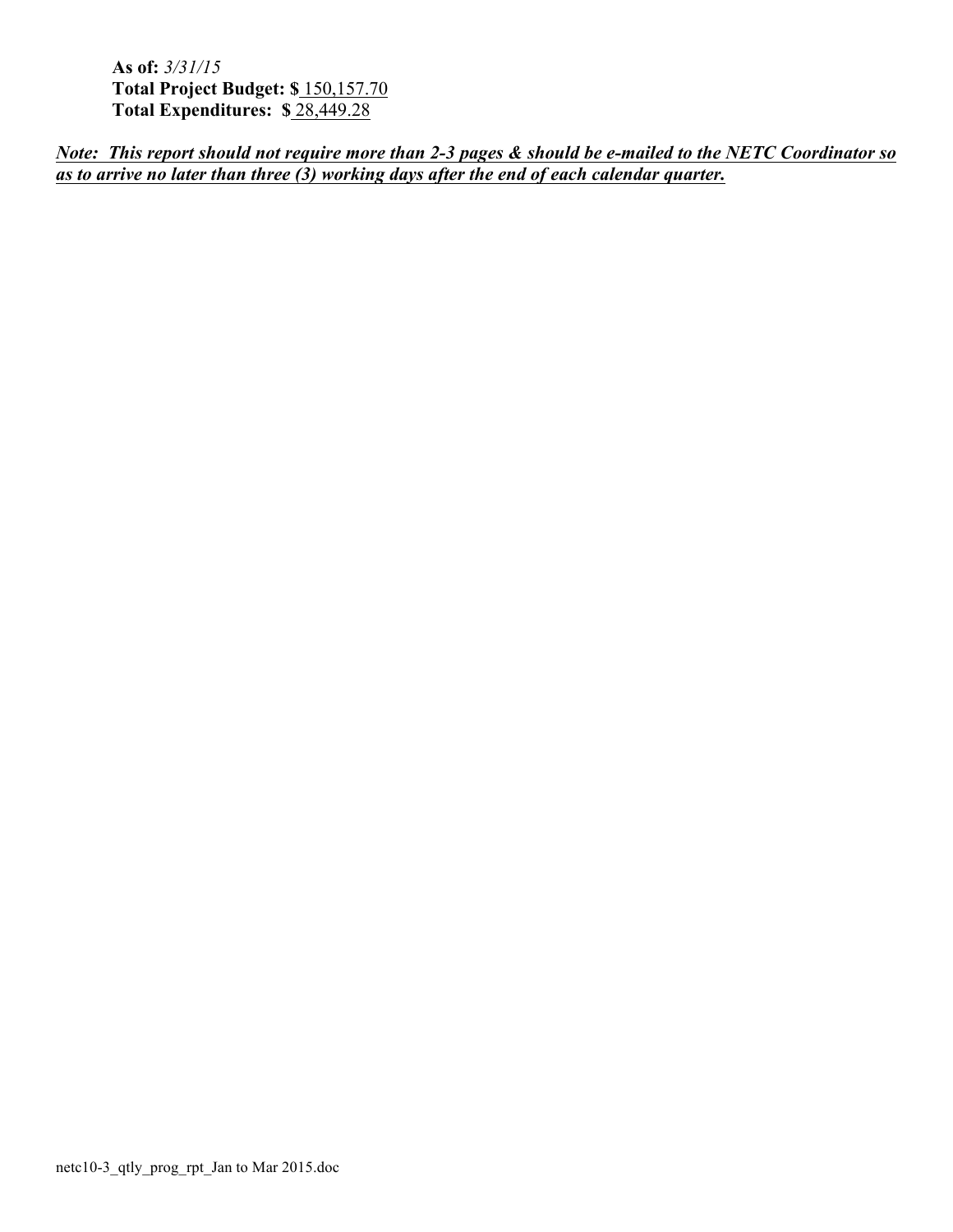**As of:** *3/31/15*
**Total Project Budget: $** 150,157.70
**Total Expenditures: $** 28,449.28

***Note: This report should not require more than 2-3 pages & should be e-mailed to the NETC Coordinator so as to arrive no later than three (3) working days after the end of each calendar quarter.***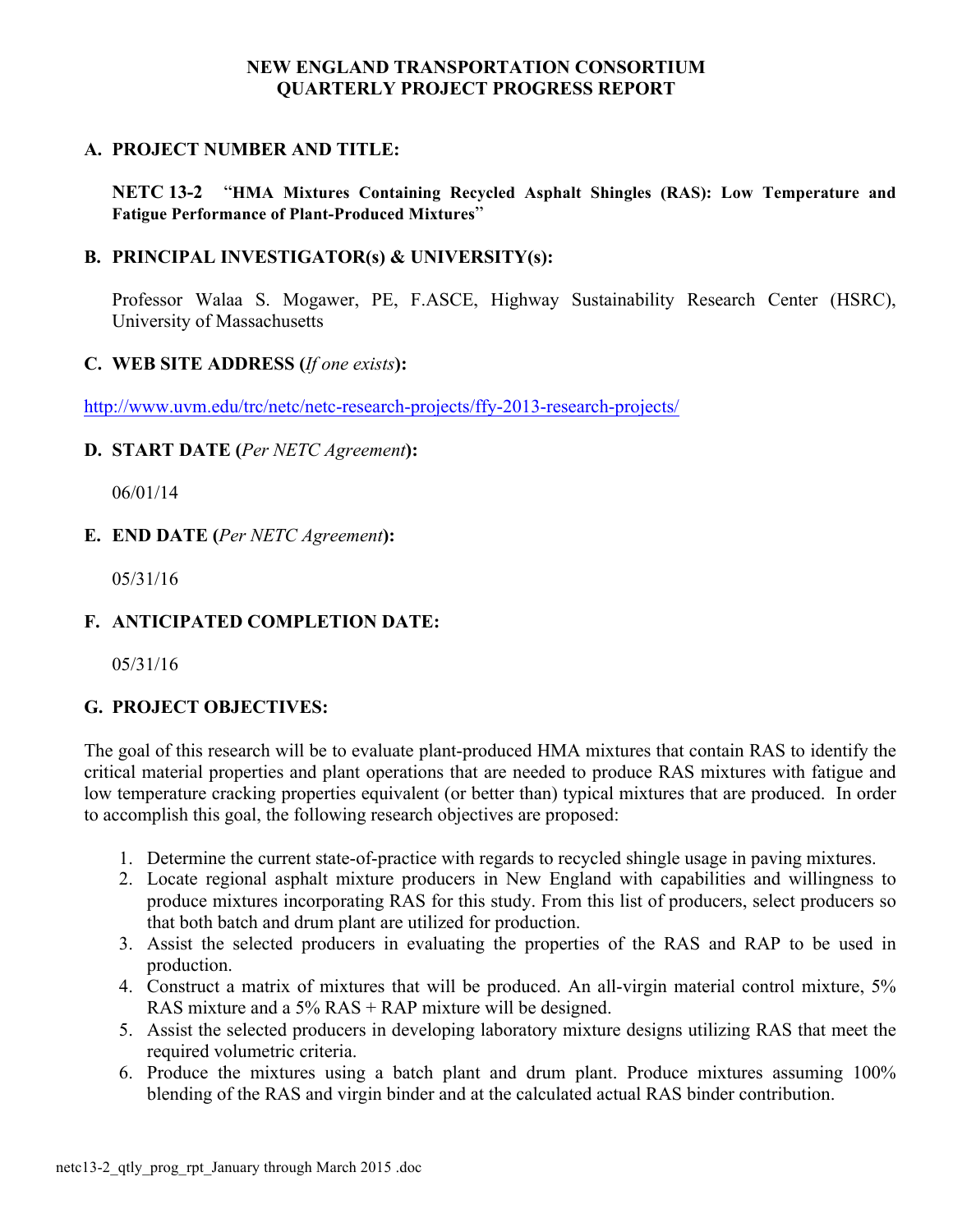**NEW ENGLAND TRANSPORTATION CONSORTIUM**
**QUARTERLY PROJECT PROGRESS REPORT**

## A. PROJECT NUMBER AND TITLE:

**NETC 13-2** "**HMA Mixtures Containing Recycled Asphalt Shingles (RAS): Low Temperature and Fatigue Performance of Plant-Produced Mixtures**"

## B. PRINCIPAL INVESTIGATOR(s) & UNIVERSITY(s):

Professor Walaa S. Mogawer, PE, F.ASCE, Highway Sustainability Research Center (HSRC), University of Massachusetts

## C. WEB SITE ADDRESS (*If one exists*):

http://www.uvm.edu/trc/netc/netc-research-projects/ffy-2013-research-projects/

## D. START DATE (*Per NETC Agreement*):

06/01/14

## E. END DATE (*Per NETC Agreement*):

05/31/16

## F. ANTICIPATED COMPLETION DATE:

05/31/16

## G. PROJECT OBJECTIVES:

The goal of this research will be to evaluate plant-produced HMA mixtures that contain RAS to identify the critical material properties and plant operations that are needed to produce RAS mixtures with fatigue and low temperature cracking properties equivalent (or better than) typical mixtures that are produced. In order to accomplish this goal, the following research objectives are proposed:

1. Determine the current state-of-practice with regards to recycled shingle usage in paving mixtures.
2. Locate regional asphalt mixture producers in New England with capabilities and willingness to produce mixtures incorporating RAS for this study. From this list of producers, select producers so that both batch and drum plant are utilized for production.
3. Assist the selected producers in evaluating the properties of the RAS and RAP to be used in production.
4. Construct a matrix of mixtures that will be produced. An all-virgin material control mixture, 5% RAS mixture and a 5% RAS + RAP mixture will be designed.
5. Assist the selected producers in developing laboratory mixture designs utilizing RAS that meet the required volumetric criteria.
6. Produce the mixtures using a batch plant and drum plant. Produce mixtures assuming 100% blending of the RAS and virgin binder and at the calculated actual RAS binder contribution.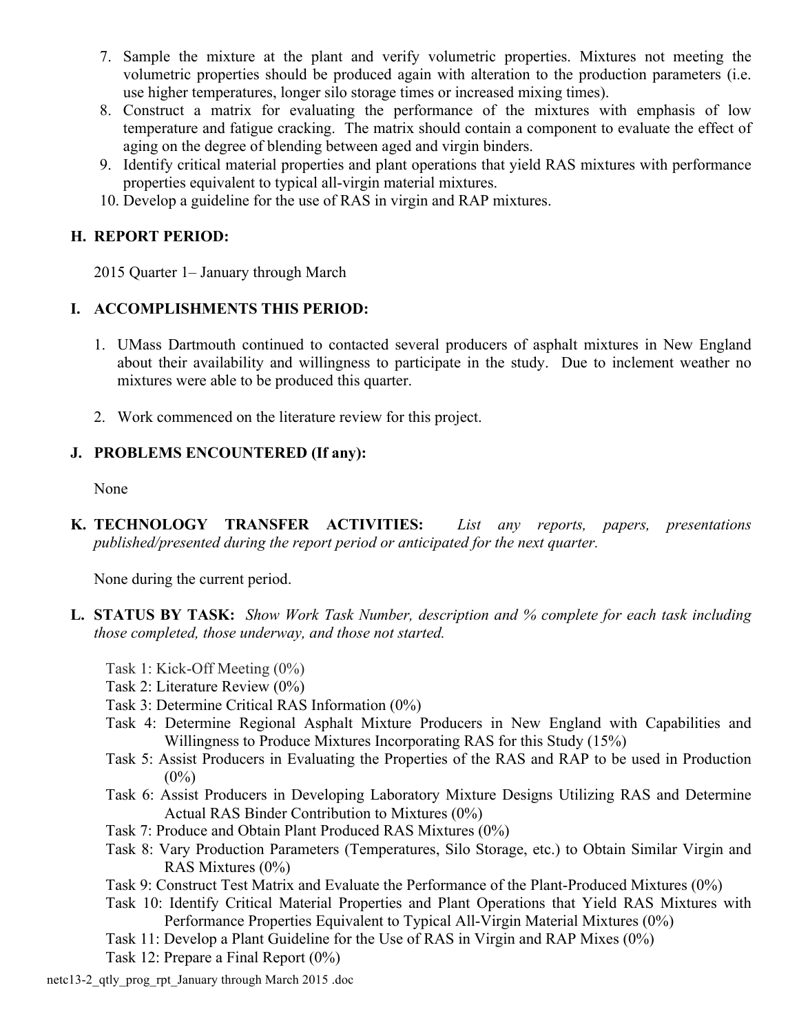7. Sample the mixture at the plant and verify volumetric properties. Mixtures not meeting the volumetric properties should be produced again with alteration to the production parameters (i.e. use higher temperatures, longer silo storage times or increased mixing times).
8. Construct a matrix for evaluating the performance of the mixtures with emphasis of low temperature and fatigue cracking. The matrix should contain a component to evaluate the effect of aging on the degree of blending between aged and virgin binders.
9. Identify critical material properties and plant operations that yield RAS mixtures with performance properties equivalent to typical all-virgin material mixtures.
10. Develop a guideline for the use of RAS in virgin and RAP mixtures.

## H. REPORT PERIOD:

2015 Quarter 1– January through March

## I. ACCOMPLISHMENTS THIS PERIOD:

1. UMass Dartmouth continued to contacted several producers of asphalt mixtures in New England about their availability and willingness to participate in the study. Due to inclement weather no mixtures were able to be produced this quarter.
2. Work commenced on the literature review for this project.

## J. PROBLEMS ENCOUNTERED (If any):

None

## K. TECHNOLOGY TRANSFER ACTIVITIES: *List any reports, papers, presentations published/presented during the report period or anticipated for the next quarter.*

None during the current period.

## L. STATUS BY TASK: *Show Work Task Number, description and % complete for each task including those completed, those underway, and those not started.*

Task 1: Kick-Off Meeting (0%)
Task 2: Literature Review (0%)
Task 3: Determine Critical RAS Information (0%)
Task 4: Determine Regional Asphalt Mixture Producers in New England with Capabilities and Willingness to Produce Mixtures Incorporating RAS for this Study (15%)
Task 5: Assist Producers in Evaluating the Properties of the RAS and RAP to be used in Production (0%)
Task 6: Assist Producers in Developing Laboratory Mixture Designs Utilizing RAS and Determine Actual RAS Binder Contribution to Mixtures (0%)
Task 7: Produce and Obtain Plant Produced RAS Mixtures (0%)
Task 8: Vary Production Parameters (Temperatures, Silo Storage, etc.) to Obtain Similar Virgin and RAS Mixtures (0%)
Task 9: Construct Test Matrix and Evaluate the Performance of the Plant-Produced Mixtures (0%)
Task 10: Identify Critical Material Properties and Plant Operations that Yield RAS Mixtures with Performance Properties Equivalent to Typical All-Virgin Material Mixtures (0%)
Task 11: Develop a Plant Guideline for the Use of RAS in Virgin and RAP Mixes (0%)
Task 12: Prepare a Final Report (0%)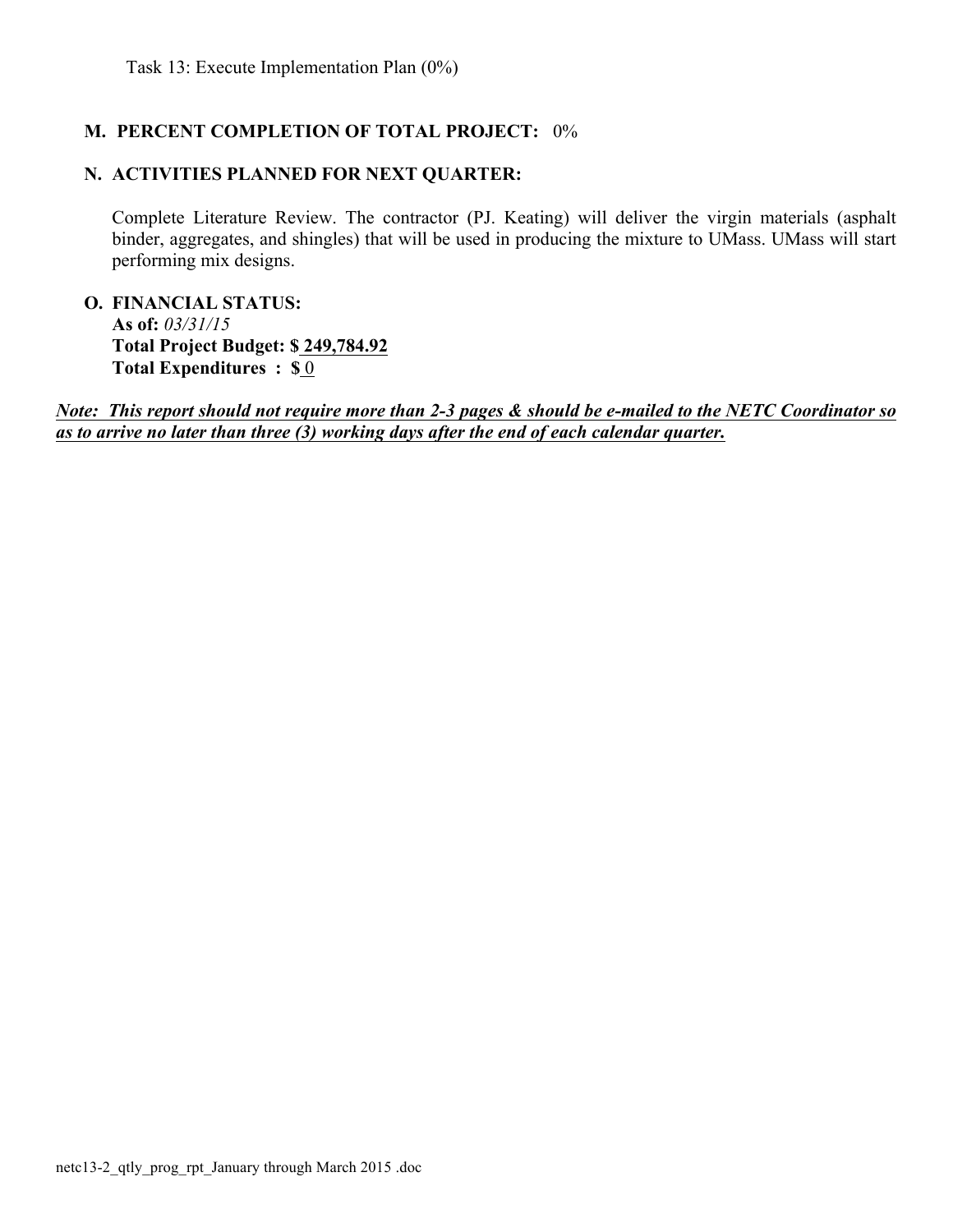Task 13: Execute Implementation Plan (0%)

## M. PERCENT COMPLETION OF TOTAL PROJECT: 0%

## N. ACTIVITIES PLANNED FOR NEXT QUARTER:

Complete Literature Review. The contractor (PJ. Keating) will deliver the virgin materials (asphalt binder, aggregates, and shingles) that will be used in producing the mixture to UMass. UMass will start performing mix designs.

## O. FINANCIAL STATUS:

**As of:** *03/31/15*
**Total Project Budget: $ 249,784.92**
**Total Expenditures : $** 0

***Note: This report should not require more than 2-3 pages & should be e-mailed to the NETC Coordinator so as to arrive no later than three (3) working days after the end of each calendar quarter.***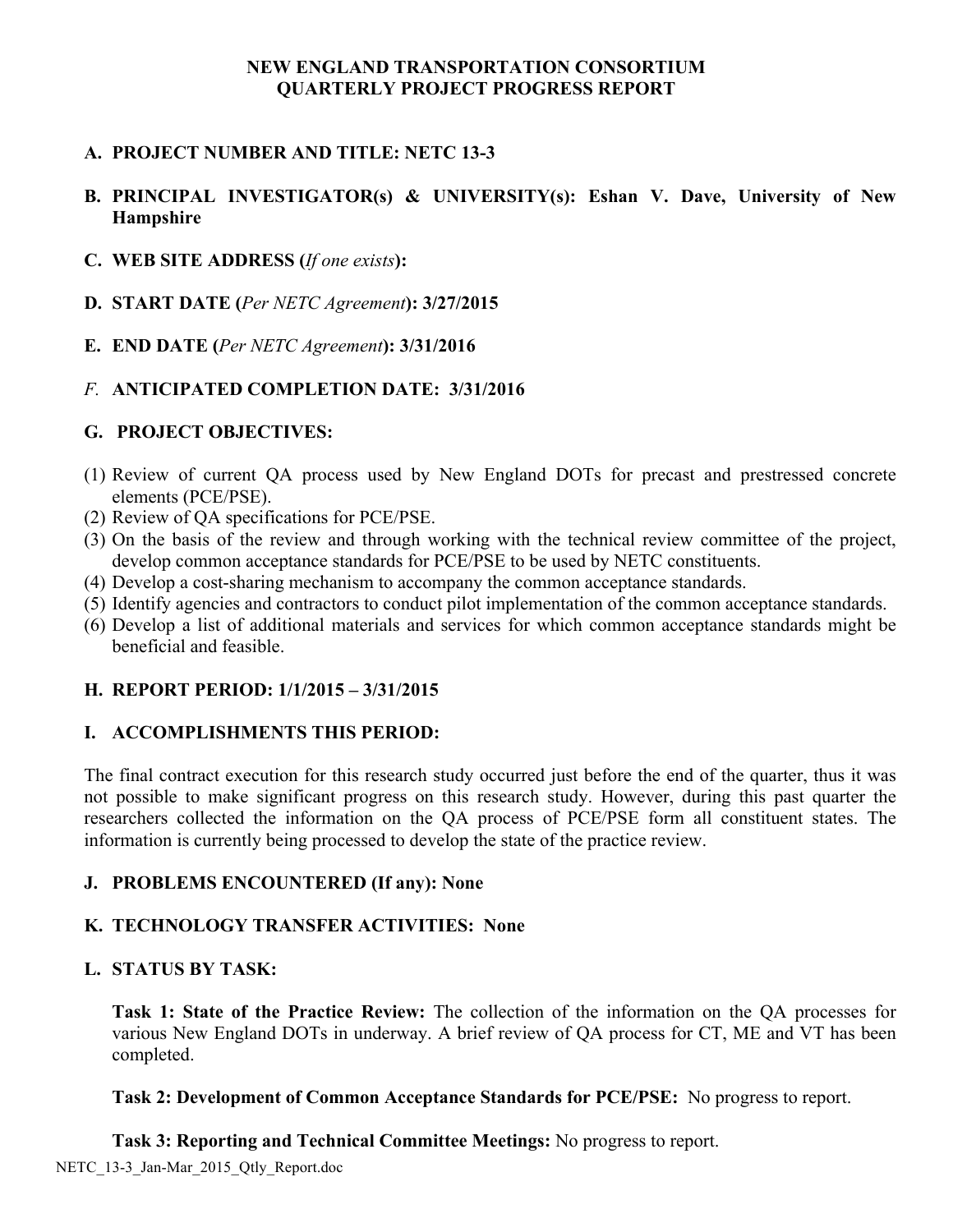**NEW ENGLAND TRANSPORTATION CONSORTIUM**
**QUARTERLY PROJECT PROGRESS REPORT**

**A. PROJECT NUMBER AND TITLE: NETC 13-3**

**B. PRINCIPAL INVESTIGATOR(s) & UNIVERSITY(s): Eshan V. Dave, University of New Hampshire**

**C. WEB SITE ADDRESS (*If one exists*):**

**D. START DATE (*Per NETC Agreement*): 3/27/2015**

**E. END DATE (*Per NETC Agreement*): 3/31/2016**

*F.* **ANTICIPATED COMPLETION DATE: 3/31/2016**

**G. PROJECT OBJECTIVES:**

(1) Review of current QA process used by New England DOTs for precast and prestressed concrete elements (PCE/PSE).
(2) Review of QA specifications for PCE/PSE.
(3) On the basis of the review and through working with the technical review committee of the project, develop common acceptance standards for PCE/PSE to be used by NETC constituents.
(4) Develop a cost-sharing mechanism to accompany the common acceptance standards.
(5) Identify agencies and contractors to conduct pilot implementation of the common acceptance standards.
(6) Develop a list of additional materials and services for which common acceptance standards might be beneficial and feasible.

**H. REPORT PERIOD: 1/1/2015 – 3/31/2015**

**I. ACCOMPLISHMENTS THIS PERIOD:**

The final contract execution for this research study occurred just before the end of the quarter, thus it was not possible to make significant progress on this research study. However, during this past quarter the researchers collected the information on the QA process of PCE/PSE form all constituent states. The information is currently being processed to develop the state of the practice review.

**J. PROBLEMS ENCOUNTERED (If any): None**

**K. TECHNOLOGY TRANSFER ACTIVITIES: None**

**L. STATUS BY TASK:**

**Task 1: State of the Practice Review:** The collection of the information on the QA processes for various New England DOTs in underway. A brief review of QA process for CT, ME and VT has been completed.

**Task 2: Development of Common Acceptance Standards for PCE/PSE:** No progress to report.

**Task 3: Reporting and Technical Committee Meetings:** No progress to report.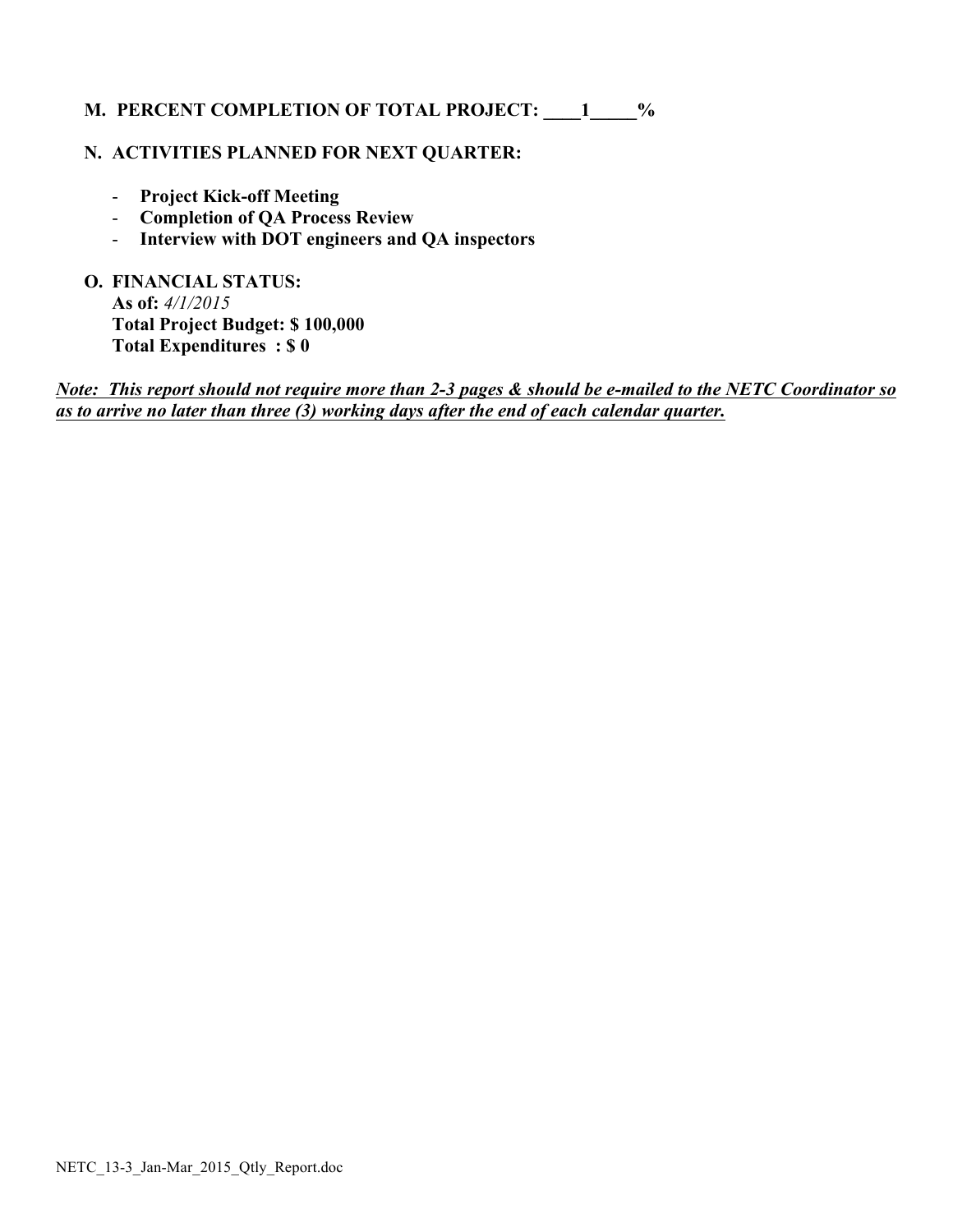**M. PERCENT COMPLETION OF TOTAL PROJECT: ____1_____%**

**N. ACTIVITIES PLANNED FOR NEXT QUARTER:**

- **Project Kick-off Meeting**
- **Completion of QA Process Review**
- **Interview with DOT engineers and QA inspectors**

**O. FINANCIAL STATUS:**
**As of:** *4/1/2015*
**Total Project Budget: $ 100,000**
**Total Expenditures : $ 0**

***Note: This report should not require more than 2-3 pages & should be e-mailed to the NETC Coordinator so as to arrive no later than three (3) working days after the end of each calendar quarter.***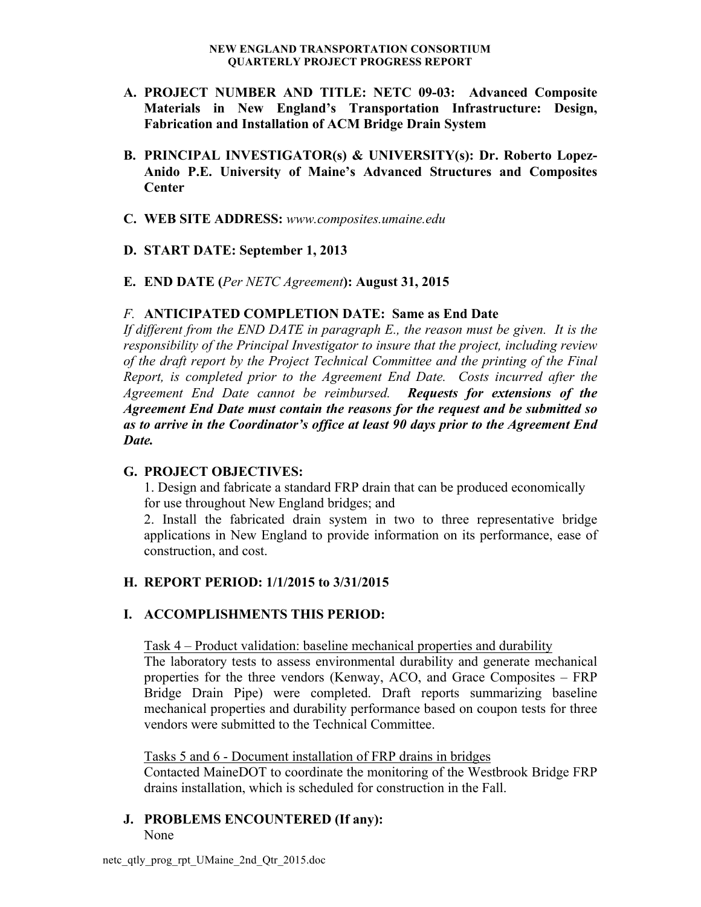**NEW ENGLAND TRANSPORTATION CONSORTIUM**
**QUARTERLY PROJECT PROGRESS REPORT**

**A. PROJECT NUMBER AND TITLE: NETC 09-03: Advanced Composite Materials in New England's Transportation Infrastructure: Design, Fabrication and Installation of ACM Bridge Drain System**

**B. PRINCIPAL INVESTIGATOR(s) & UNIVERSITY(s): Dr. Roberto Lopez-Anido P.E. University of Maine's Advanced Structures and Composites Center**

**C. WEB SITE ADDRESS:** *www.composites.umaine.edu*

**D. START DATE: September 1, 2013**

**E. END DATE (***Per NETC Agreement***): August 31, 2015**

*F.* **ANTICIPATED COMPLETION DATE: Same as End Date**

*If different from the END DATE in paragraph E., the reason must be given. It is the responsibility of the Principal Investigator to insure that the project, including review of the draft report by the Project Technical Committee and the printing of the Final Report, is completed prior to the Agreement End Date. Costs incurred after the Agreement End Date cannot be reimbursed.* ***Requests for extensions of the Agreement End Date must contain the reasons for the request and be submitted so as to arrive in the Coordinator's office at least 90 days prior to the Agreement End Date.***

**G. PROJECT OBJECTIVES:**

1. Design and fabricate a standard FRP drain that can be produced economically for use throughout New England bridges; and
2. Install the fabricated drain system in two to three representative bridge applications in New England to provide information on its performance, ease of construction, and cost.

**H. REPORT PERIOD: 1/1/2015 to 3/31/2015**

**I. ACCOMPLISHMENTS THIS PERIOD:**

Task 4 – Product validation: baseline mechanical properties and durability

The laboratory tests to assess environmental durability and generate mechanical properties for the three vendors (Kenway, ACO, and Grace Composites – FRP Bridge Drain Pipe) were completed. Draft reports summarizing baseline mechanical properties and durability performance based on coupon tests for three vendors were submitted to the Technical Committee.

Tasks 5 and 6 - Document installation of FRP drains in bridges

Contacted MaineDOT to coordinate the monitoring of the Westbrook Bridge FRP drains installation, which is scheduled for construction in the Fall.

**J. PROBLEMS ENCOUNTERED (If any):**

None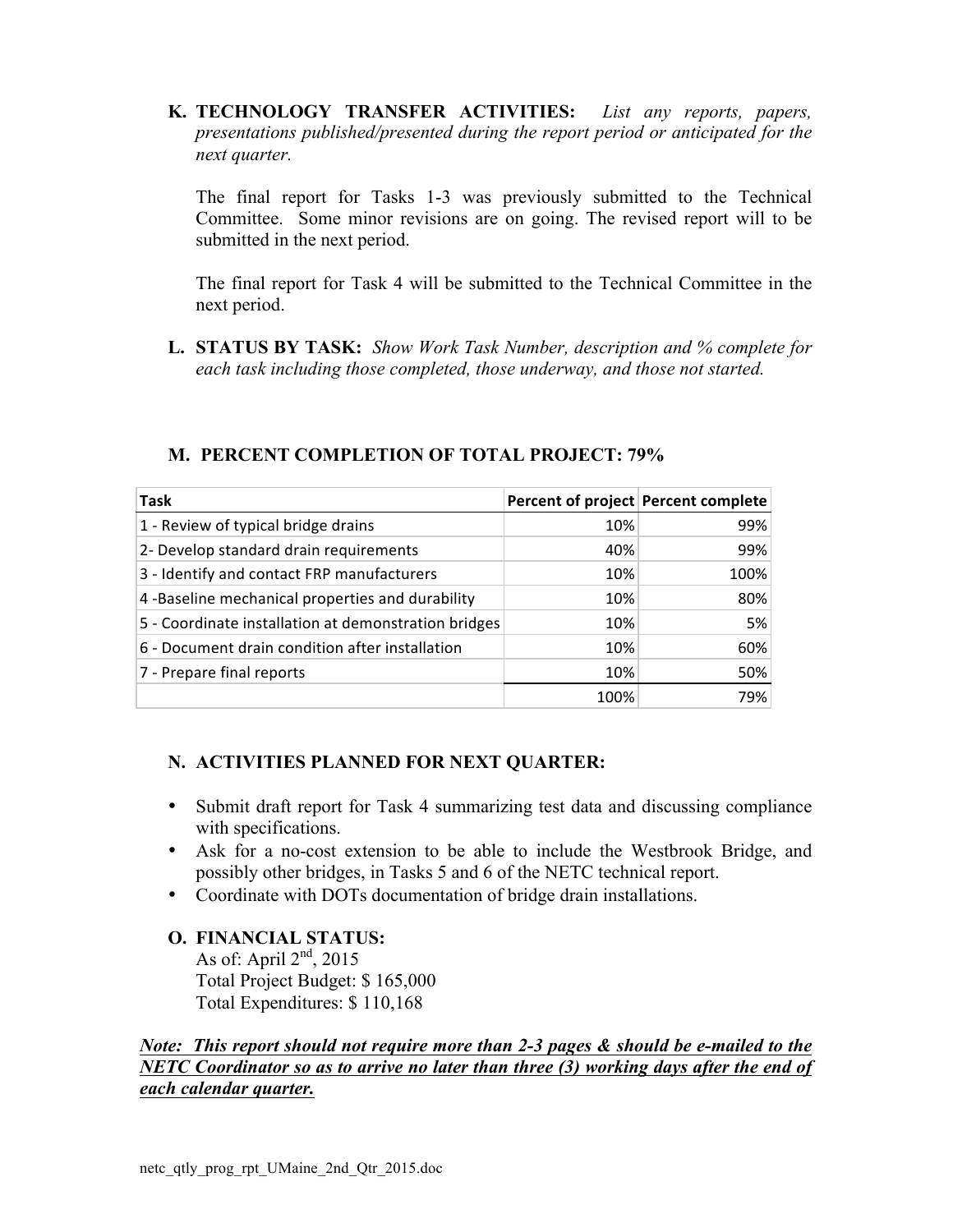**K. TECHNOLOGY TRANSFER ACTIVITIES:** *List any reports, papers, presentations published/presented during the report period or anticipated for the next quarter.*

The final report for Tasks 1-3 was previously submitted to the Technical Committee. Some minor revisions are on going. The revised report will to be submitted in the next period.

The final report for Task 4 will be submitted to the Technical Committee in the next period.

**L. STATUS BY TASK:** *Show Work Task Number, description and % complete for each task including those completed, those underway, and those not started.*

**M. PERCENT COMPLETION OF TOTAL PROJECT: 79%**

| Task | Percent of project | Percent complete |
|---|---|---|
| 1 - Review of typical bridge drains | 10% | 99% |
| 2- Develop standard drain requirements | 40% | 99% |
| 3 - Identify and contact FRP manufacturers | 10% | 100% |
| 4 -Baseline mechanical properties and durability | 10% | 80% |
| 5 - Coordinate installation at demonstration bridges | 10% | 5% |
| 6 - Document drain condition after installation | 10% | 60% |
| 7 - Prepare final reports | 10% | 50% |
| | 100% | 79% |

**N. ACTIVITIES PLANNED FOR NEXT QUARTER:**

- Submit draft report for Task 4 summarizing test data and discussing compliance with specifications.
- Ask for a no-cost extension to be able to include the Westbrook Bridge, and possibly other bridges, in Tasks 5 and 6 of the NETC technical report.
- Coordinate with DOTs documentation of bridge drain installations.

**O. FINANCIAL STATUS:**
As of: April 2nd, 2015
Total Project Budget: $ 165,000
Total Expenditures: $ 110,168

***Note: This report should not require more than 2-3 pages & should be e-mailed to the NETC Coordinator so as to arrive no later than three (3) working days after the end of each calendar quarter.***

netc_qtly_prog_rpt_UMaine_2nd_Qtr_2015.doc